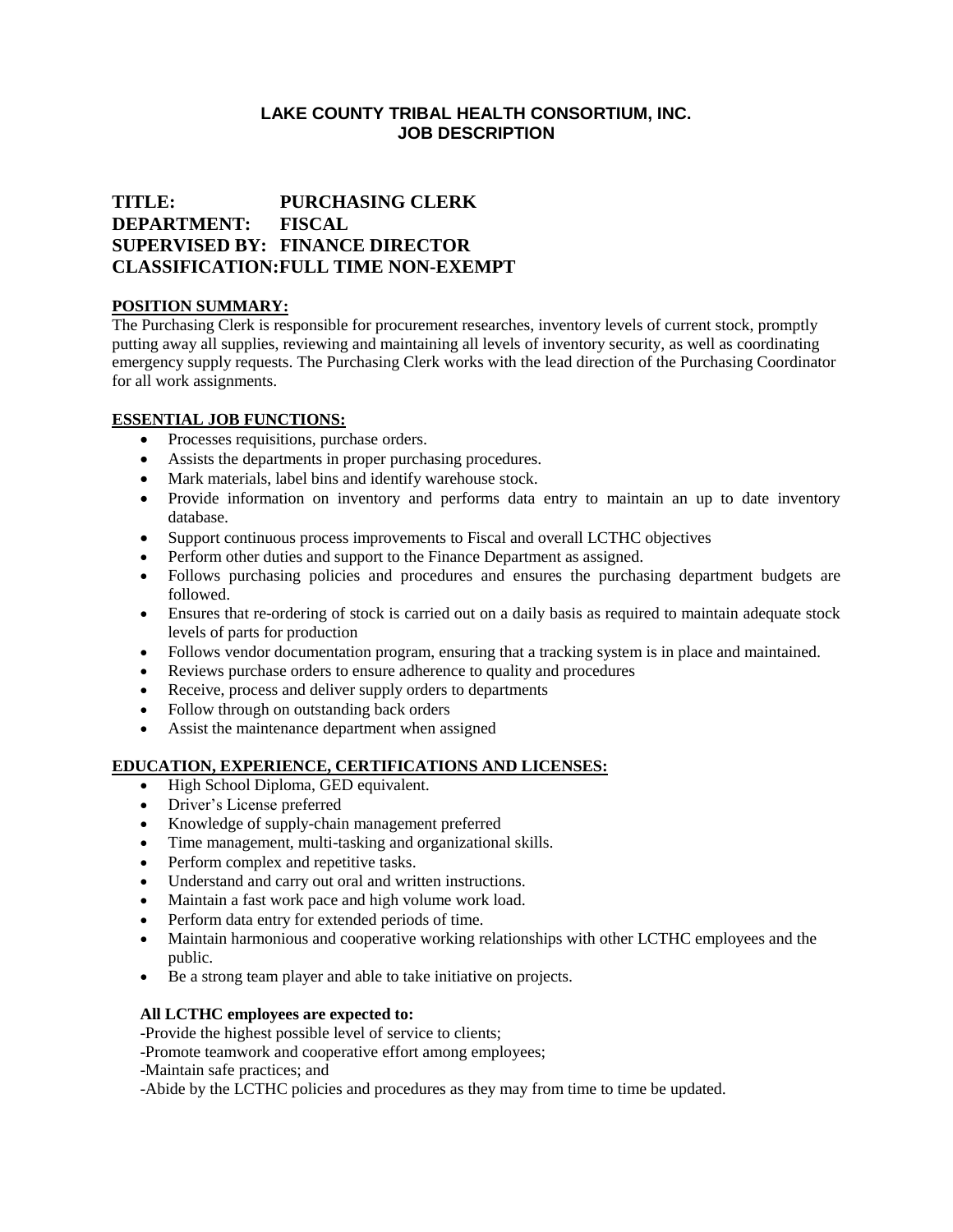# LAKE COUNTY TRIBAL HEALTH CONSORTIUM, INC.
## JOB DESCRIPTION

**TITLE:** PURCHASING CLERK
**DEPARTMENT:** FISCAL
**SUPERVISED BY:** FINANCE DIRECTOR
**CLASSIFICATION:** FULL TIME NON-EXEMPT

**POSITION SUMMARY:**

The Purchasing Clerk is responsible for procurement researches, inventory levels of current stock, promptly putting away all supplies, reviewing and maintaining all levels of inventory security, as well as coordinating emergency supply requests. The Purchasing Clerk works with the lead direction of the Purchasing Coordinator for all work assignments.

**ESSENTIAL JOB FUNCTIONS:**

- Processes requisitions, purchase orders.
- Assists the departments in proper purchasing procedures.
- Mark materials, label bins and identify warehouse stock.
- Provide information on inventory and performs data entry to maintain an up to date inventory database.
- Support continuous process improvements to Fiscal and overall LCTHC objectives
- Perform other duties and support to the Finance Department as assigned.
- Follows purchasing policies and procedures and ensures the purchasing department budgets are followed.
- Ensures that re-ordering of stock is carried out on a daily basis as required to maintain adequate stock levels of parts for production
- Follows vendor documentation program, ensuring that a tracking system is in place and maintained.
- Reviews purchase orders to ensure adherence to quality and procedures
- Receive, process and deliver supply orders to departments
- Follow through on outstanding back orders
- Assist the maintenance department when assigned

**EDUCATION, EXPERIENCE, CERTIFICATIONS AND LICENSES:**

- High School Diploma, GED equivalent.
- Driver's License preferred
- Knowledge of supply-chain management preferred
- Time management, multi-tasking and organizational skills.
- Perform complex and repetitive tasks.
- Understand and carry out oral and written instructions.
- Maintain a fast work pace and high volume work load.
- Perform data entry for extended periods of time.
- Maintain harmonious and cooperative working relationships with other LCTHC employees and the public.
- Be a strong team player and able to take initiative on projects.

**All LCTHC employees are expected to:**

-Provide the highest possible level of service to clients;
-Promote teamwork and cooperative effort among employees;
-Maintain safe practices; and
-Abide by the LCTHC policies and procedures as they may from time to time be updated.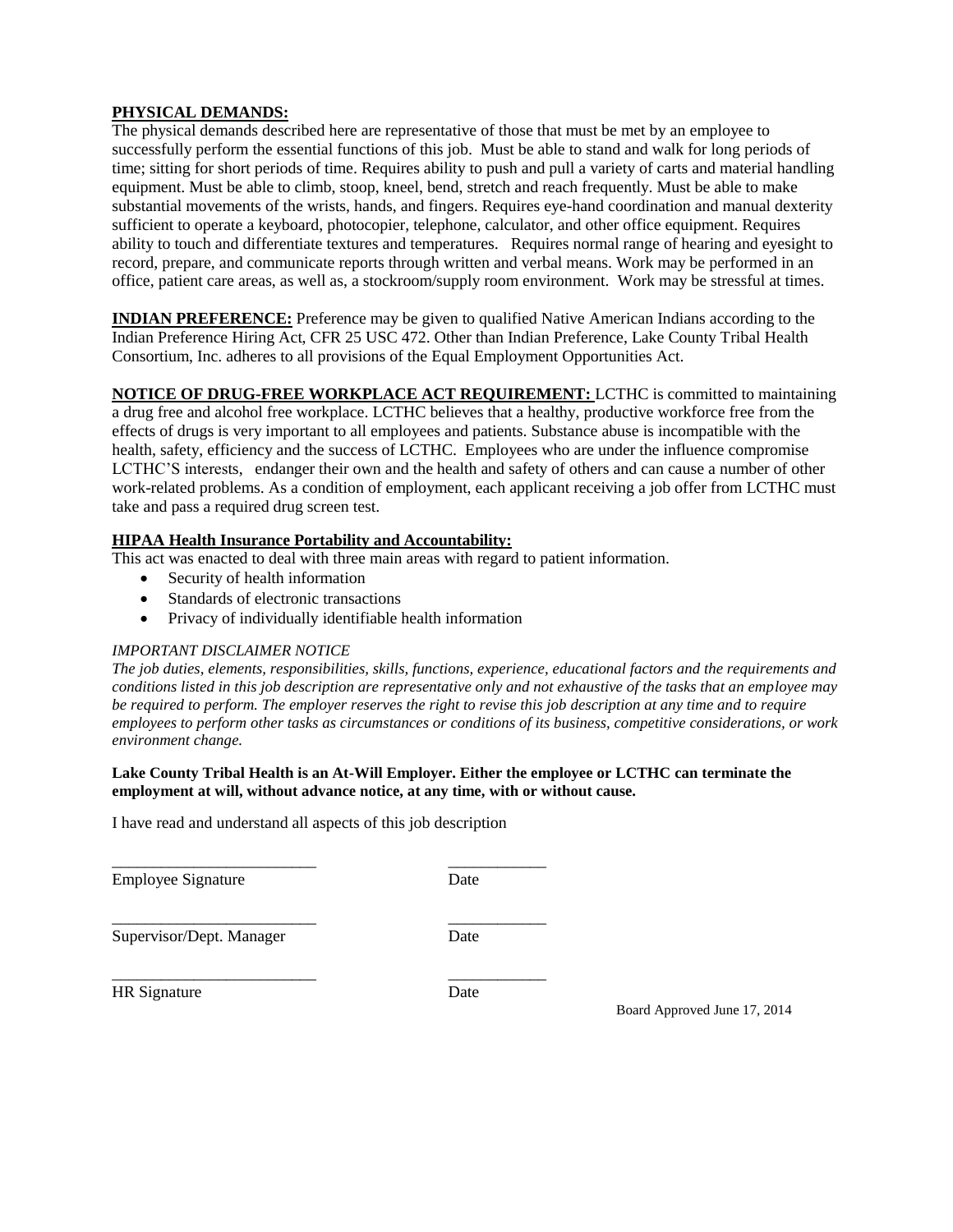**PHYSICAL DEMANDS:**
The physical demands described here are representative of those that must be met by an employee to successfully perform the essential functions of this job. Must be able to stand and walk for long periods of time; sitting for short periods of time. Requires ability to push and pull a variety of carts and material handling equipment. Must be able to climb, stoop, kneel, bend, stretch and reach frequently. Must be able to make substantial movements of the wrists, hands, and fingers. Requires eye-hand coordination and manual dexterity sufficient to operate a keyboard, photocopier, telephone, calculator, and other office equipment. Requires ability to touch and differentiate textures and temperatures. Requires normal range of hearing and eyesight to record, prepare, and communicate reports through written and verbal means. Work may be performed in an office, patient care areas, as well as, a stockroom/supply room environment. Work may be stressful at times.

**INDIAN PREFERENCE:** Preference may be given to qualified Native American Indians according to the Indian Preference Hiring Act, CFR 25 USC 472. Other than Indian Preference, Lake County Tribal Health Consortium, Inc. adheres to all provisions of the Equal Employment Opportunities Act.

**NOTICE OF DRUG-FREE WORKPLACE ACT REQUIREMENT:** LCTHC is committed to maintaining a drug free and alcohol free workplace. LCTHC believes that a healthy, productive workforce free from the effects of drugs is very important to all employees and patients. Substance abuse is incompatible with the health, safety, efficiency and the success of LCTHC. Employees who are under the influence compromise LCTHC'S interests, endanger their own and the health and safety of others and can cause a number of other work-related problems. As a condition of employment, each applicant receiving a job offer from LCTHC must take and pass a required drug screen test.

**HIPAA Health Insurance Portability and Accountability:**
This act was enacted to deal with three main areas with regard to patient information.

- Security of health information
- Standards of electronic transactions
- Privacy of individually identifiable health information

*IMPORTANT DISCLAIMER NOTICE*
*The job duties, elements, responsibilities, skills, functions, experience, educational factors and the requirements and conditions listed in this job description are representative only and not exhaustive of the tasks that an employee may be required to perform. The employer reserves the right to revise this job description at any time and to require employees to perform other tasks as circumstances or conditions of its business, competitive considerations, or work environment change.*

**Lake County Tribal Health is an At-Will Employer. Either the employee or LCTHC can terminate the employment at will, without advance notice, at any time, with or without cause.**

I have read and understand all aspects of this job description

_________________________ ____________
Employee Signature Date

_________________________ ____________
Supervisor/Dept. Manager Date

_________________________ ____________
HR Signature Date

Board Approved June 17, 2014